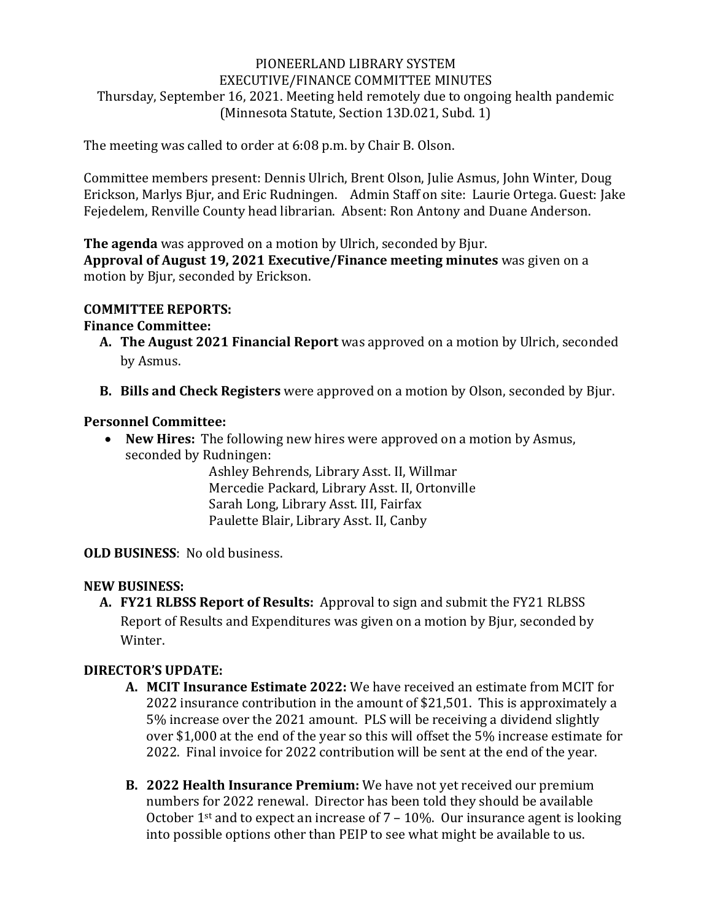PIONEERLAND LIBRARY SYSTEM
EXECUTIVE/FINANCE COMMITTEE MINUTES
Thursday, September 16, 2021. Meeting held remotely due to ongoing health pandemic (Minnesota Statute, Section 13D.021, Subd. 1)

The meeting was called to order at 6:08 p.m. by Chair B. Olson.

Committee members present: Dennis Ulrich, Brent Olson, Julie Asmus, John Winter, Doug Erickson, Marlys Bjur, and Eric Rudningen. Admin Staff on site: Laurie Ortega. Guest: Jake Fejedelem, Renville County head librarian. Absent: Ron Antony and Duane Anderson.

**The agenda** was approved on a motion by Ulrich, seconded by Bjur.
**Approval of August 19, 2021 Executive/Finance meeting minutes** was given on a motion by Bjur, seconded by Erickson.

**COMMITTEE REPORTS:**

**Finance Committee:**

A. **The August 2021 Financial Report** was approved on a motion by Ulrich, seconded by Asmus.

B. **Bills and Check Registers** were approved on a motion by Olson, seconded by Bjur.

**Personnel Committee:**

- **New Hires:** The following new hires were approved on a motion by Asmus, seconded by Rudningen:
  - Ashley Behrends, Library Asst. II, Willmar
  - Mercedie Packard, Library Asst. II, Ortonville
  - Sarah Long, Library Asst. III, Fairfax
  - Paulette Blair, Library Asst. II, Canby

**OLD BUSINESS**: No old business.

**NEW BUSINESS:**

A. **FY21 RLBSS Report of Results:** Approval to sign and submit the FY21 RLBSS Report of Results and Expenditures was given on a motion by Bjur, seconded by Winter.

**DIRECTOR'S UPDATE:**

A. **MCIT Insurance Estimate 2022:** We have received an estimate from MCIT for 2022 insurance contribution in the amount of $21,501. This is approximately a 5% increase over the 2021 amount. PLS will be receiving a dividend slightly over $1,000 at the end of the year so this will offset the 5% increase estimate for 2022. Final invoice for 2022 contribution will be sent at the end of the year.

B. **2022 Health Insurance Premium:** We have not yet received our premium numbers for 2022 renewal. Director has been told they should be available October 1st and to expect an increase of 7 – 10%. Our insurance agent is looking into possible options other than PEIP to see what might be available to us.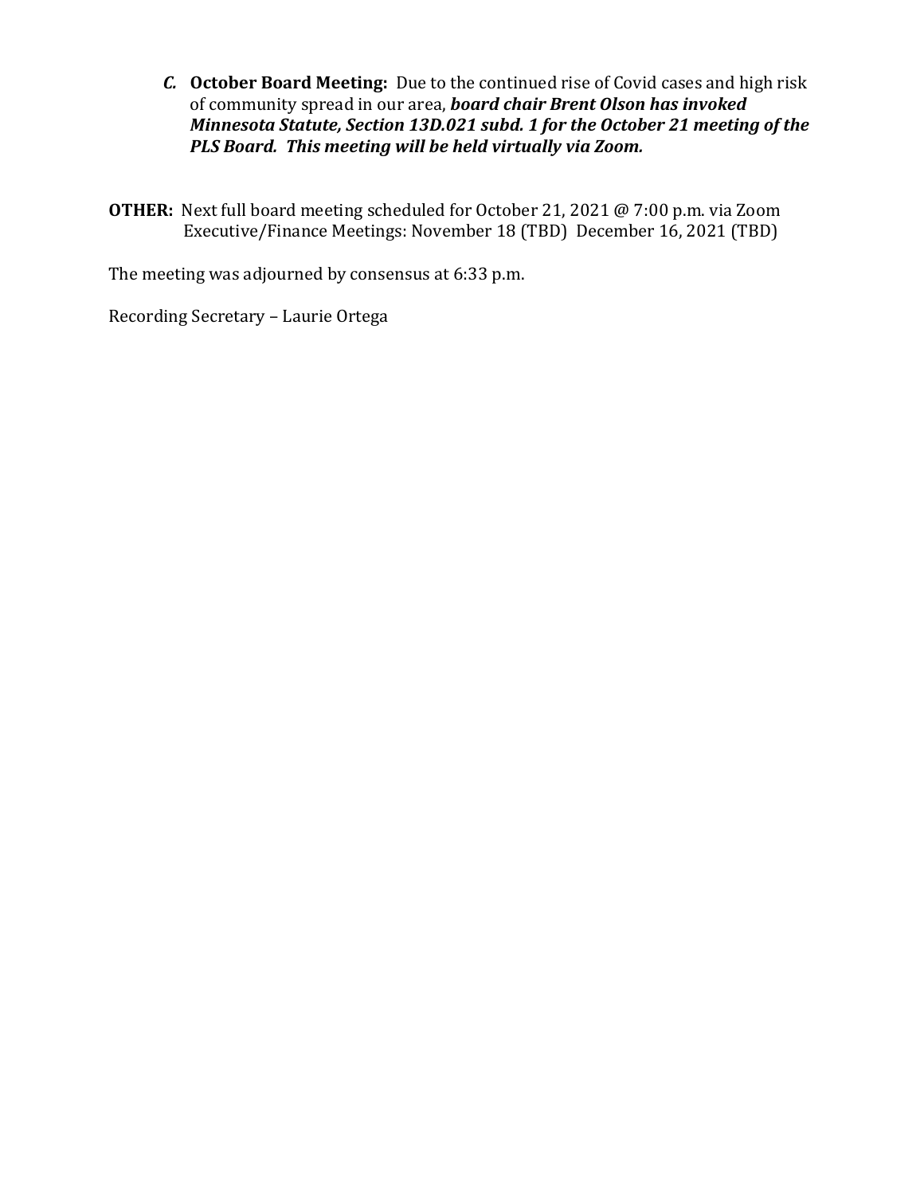*C.* **October Board Meeting:** Due to the continued rise of Covid cases and high risk of community spread in our area, ***board chair Brent Olson has invoked Minnesota Statute, Section 13D.021 subd. 1 for the October 21 meeting of the PLS Board. This meeting will be held virtually via Zoom.***

**OTHER:** Next full board meeting scheduled for October 21, 2021 @ 7:00 p.m. via Zoom
Executive/Finance Meetings: November 18 (TBD) December 16, 2021 (TBD)

The meeting was adjourned by consensus at 6:33 p.m.

Recording Secretary – Laurie Ortega